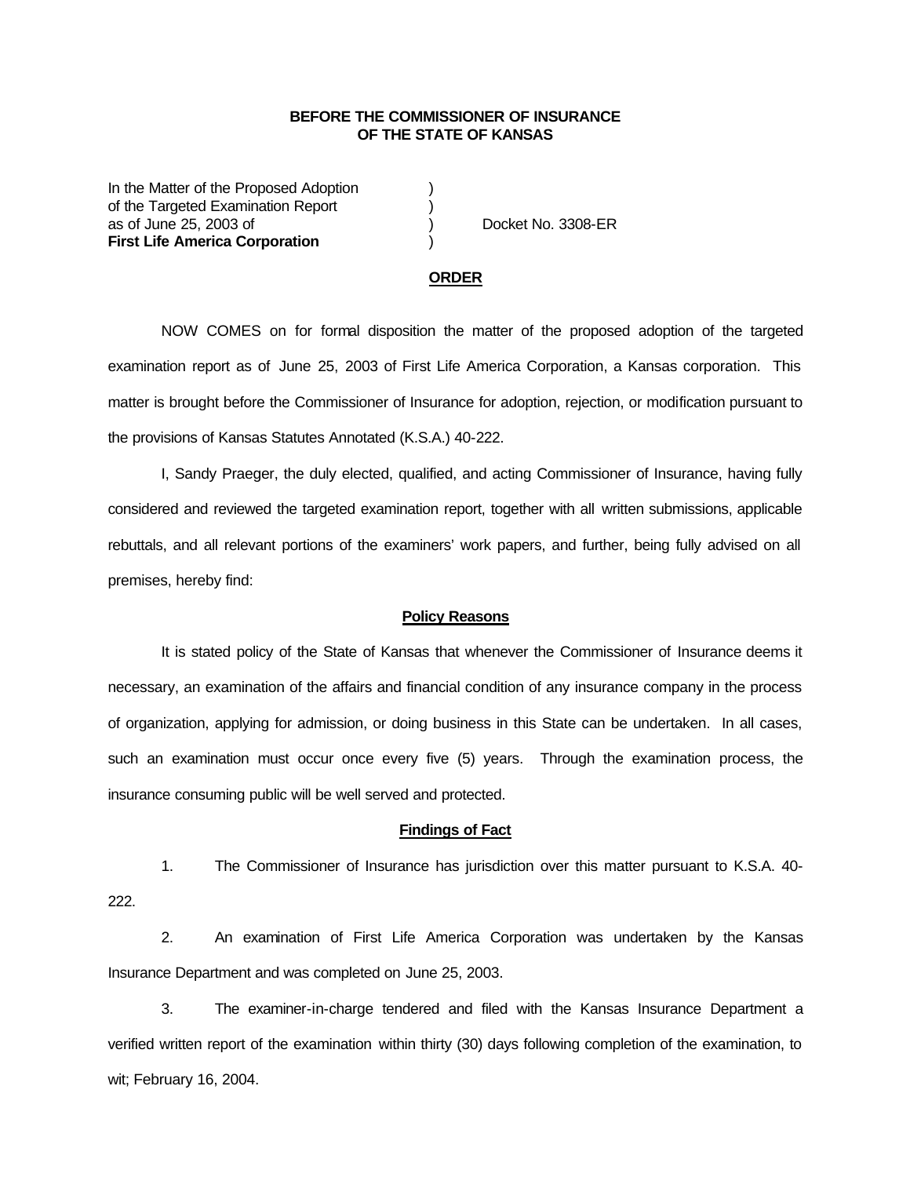**BEFORE THE COMMISSIONER OF INSURANCE**
**OF THE STATE OF KANSAS**

In the Matter of the Proposed Adoption )
of the Targeted Examination Report )
as of June 25, 2003 of ) Docket No. 3308-ER
**First Life America Corporation** )

**ORDER**

NOW COMES on for formal disposition the matter of the proposed adoption of the targeted examination report as of June 25, 2003 of First Life America Corporation, a Kansas corporation. This matter is brought before the Commissioner of Insurance for adoption, rejection, or modification pursuant to the provisions of Kansas Statutes Annotated (K.S.A.) 40-222.

I, Sandy Praeger, the duly elected, qualified, and acting Commissioner of Insurance, having fully considered and reviewed the targeted examination report, together with all written submissions, applicable rebuttals, and all relevant portions of the examiners' work papers, and further, being fully advised on all premises, hereby find:

**Policy Reasons**

It is stated policy of the State of Kansas that whenever the Commissioner of Insurance deems it necessary, an examination of the affairs and financial condition of any insurance company in the process of organization, applying for admission, or doing business in this State can be undertaken. In all cases, such an examination must occur once every five (5) years. Through the examination process, the insurance consuming public will be well served and protected.

**Findings of Fact**

1. The Commissioner of Insurance has jurisdiction over this matter pursuant to K.S.A. 40-222.

2. An examination of First Life America Corporation was undertaken by the Kansas Insurance Department and was completed on June 25, 2003.

3. The examiner-in-charge tendered and filed with the Kansas Insurance Department a verified written report of the examination within thirty (30) days following completion of the examination, to wit; February 16, 2004.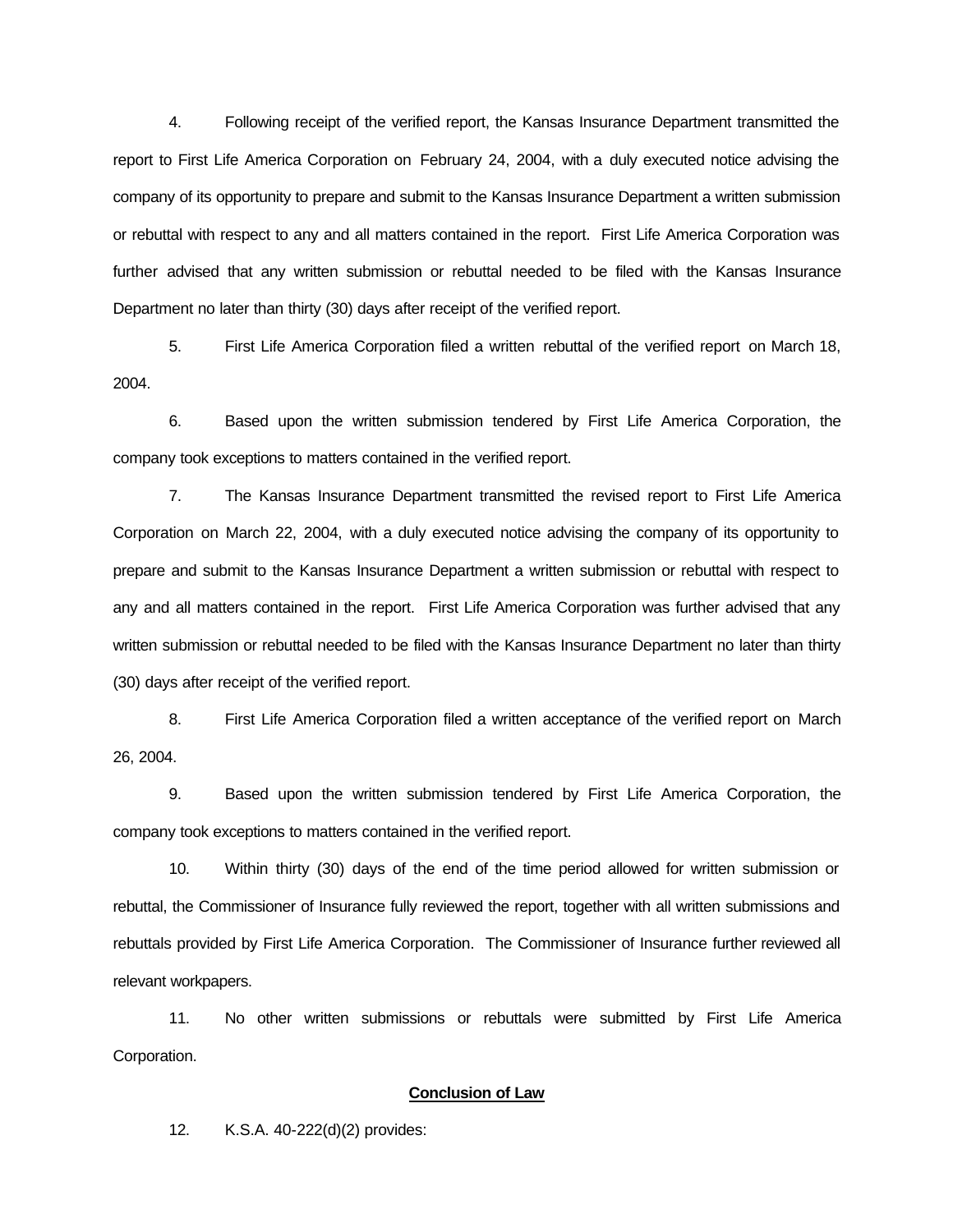4. Following receipt of the verified report, the Kansas Insurance Department transmitted the report to First Life America Corporation on February 24, 2004, with a duly executed notice advising the company of its opportunity to prepare and submit to the Kansas Insurance Department a written submission or rebuttal with respect to any and all matters contained in the report. First Life America Corporation was further advised that any written submission or rebuttal needed to be filed with the Kansas Insurance Department no later than thirty (30) days after receipt of the verified report.

5. First Life America Corporation filed a written rebuttal of the verified report on March 18, 2004.

6. Based upon the written submission tendered by First Life America Corporation, the company took exceptions to matters contained in the verified report.

7. The Kansas Insurance Department transmitted the revised report to First Life America Corporation on March 22, 2004, with a duly executed notice advising the company of its opportunity to prepare and submit to the Kansas Insurance Department a written submission or rebuttal with respect to any and all matters contained in the report. First Life America Corporation was further advised that any written submission or rebuttal needed to be filed with the Kansas Insurance Department no later than thirty (30) days after receipt of the verified report.

8. First Life America Corporation filed a written acceptance of the verified report on March 26, 2004.

9. Based upon the written submission tendered by First Life America Corporation, the company took exceptions to matters contained in the verified report.

10. Within thirty (30) days of the end of the time period allowed for written submission or rebuttal, the Commissioner of Insurance fully reviewed the report, together with all written submissions and rebuttals provided by First Life America Corporation. The Commissioner of Insurance further reviewed all relevant workpapers.

11. No other written submissions or rebuttals were submitted by First Life America Corporation.

**Conclusion of Law**

12. K.S.A. 40-222(d)(2) provides: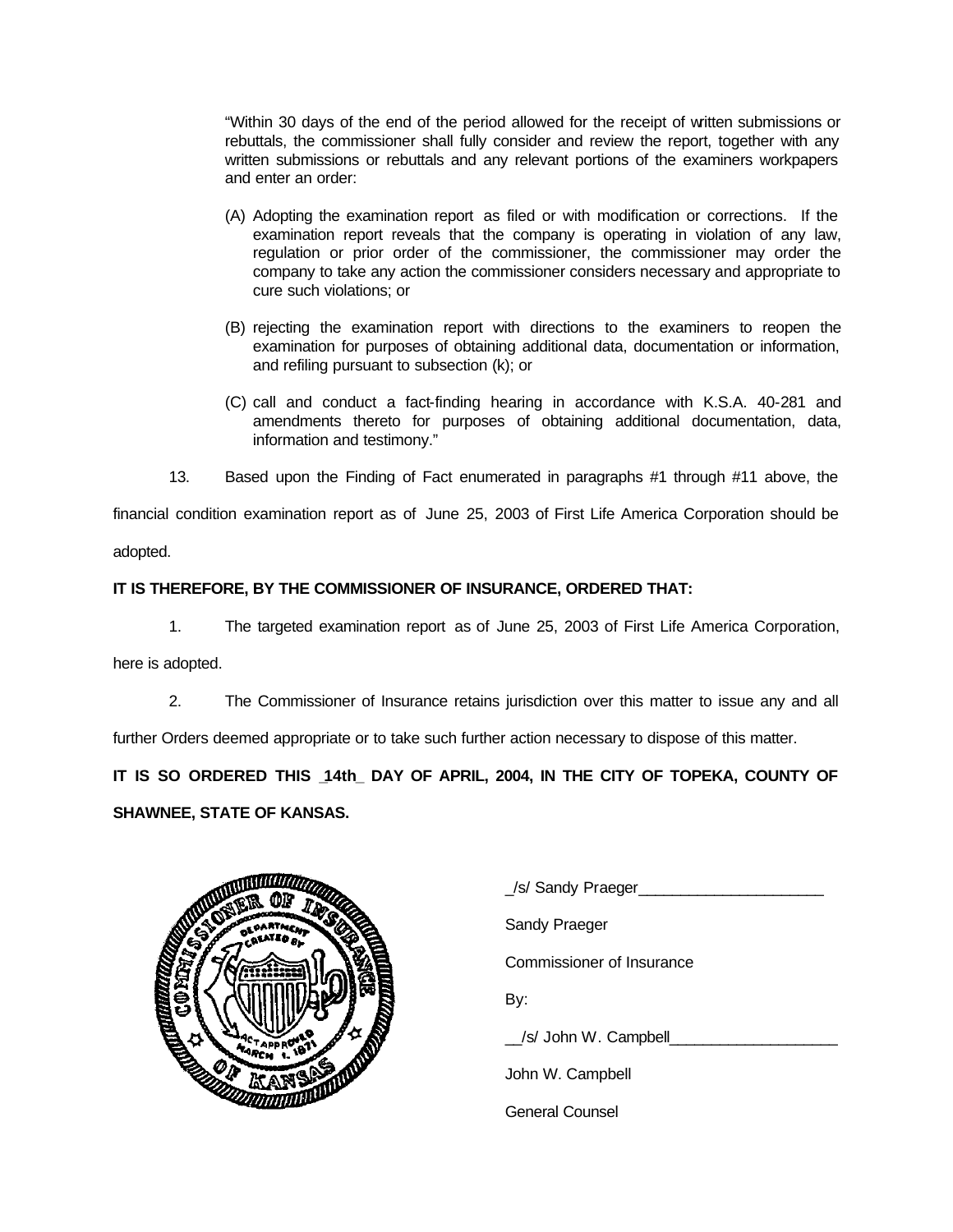"Within 30 days of the end of the period allowed for the receipt of written submissions or rebuttals, the commissioner shall fully consider and review the report, together with any written submissions or rebuttals and any relevant portions of the examiners workpapers and enter an order:

(A) Adopting the examination report as filed or with modification or corrections. If the examination report reveals that the company is operating in violation of any law, regulation or prior order of the commissioner, the commissioner may order the company to take any action the commissioner considers necessary and appropriate to cure such violations; or

(B) rejecting the examination report with directions to the examiners to reopen the examination for purposes of obtaining additional data, documentation or information, and refiling pursuant to subsection (k); or

(C) call and conduct a fact-finding hearing in accordance with K.S.A. 40-281 and amendments thereto for purposes of obtaining additional documentation, data, information and testimony."

13. Based upon the Finding of Fact enumerated in paragraphs #1 through #11 above, the financial condition examination report as of June 25, 2003 of First Life America Corporation should be adopted.

**IT IS THEREFORE, BY THE COMMISSIONER OF INSURANCE, ORDERED THAT:**

1. The targeted examination report as of June 25, 2003 of First Life America Corporation, here is adopted.

2. The Commissioner of Insurance retains jurisdiction over this matter to issue any and all further Orders deemed appropriate or to take such further action necessary to dispose of this matter.

**IT IS SO ORDERED THIS _14th_ DAY OF APRIL, 2004, IN THE CITY OF TOPEKA, COUNTY OF SHAWNEE, STATE OF KANSAS.**

_/s/ Sandy Praeger_____________________

Sandy Praeger

Commissioner of Insurance

By:

__/s/ John W. Campbell___________________

John W. Campbell

General Counsel